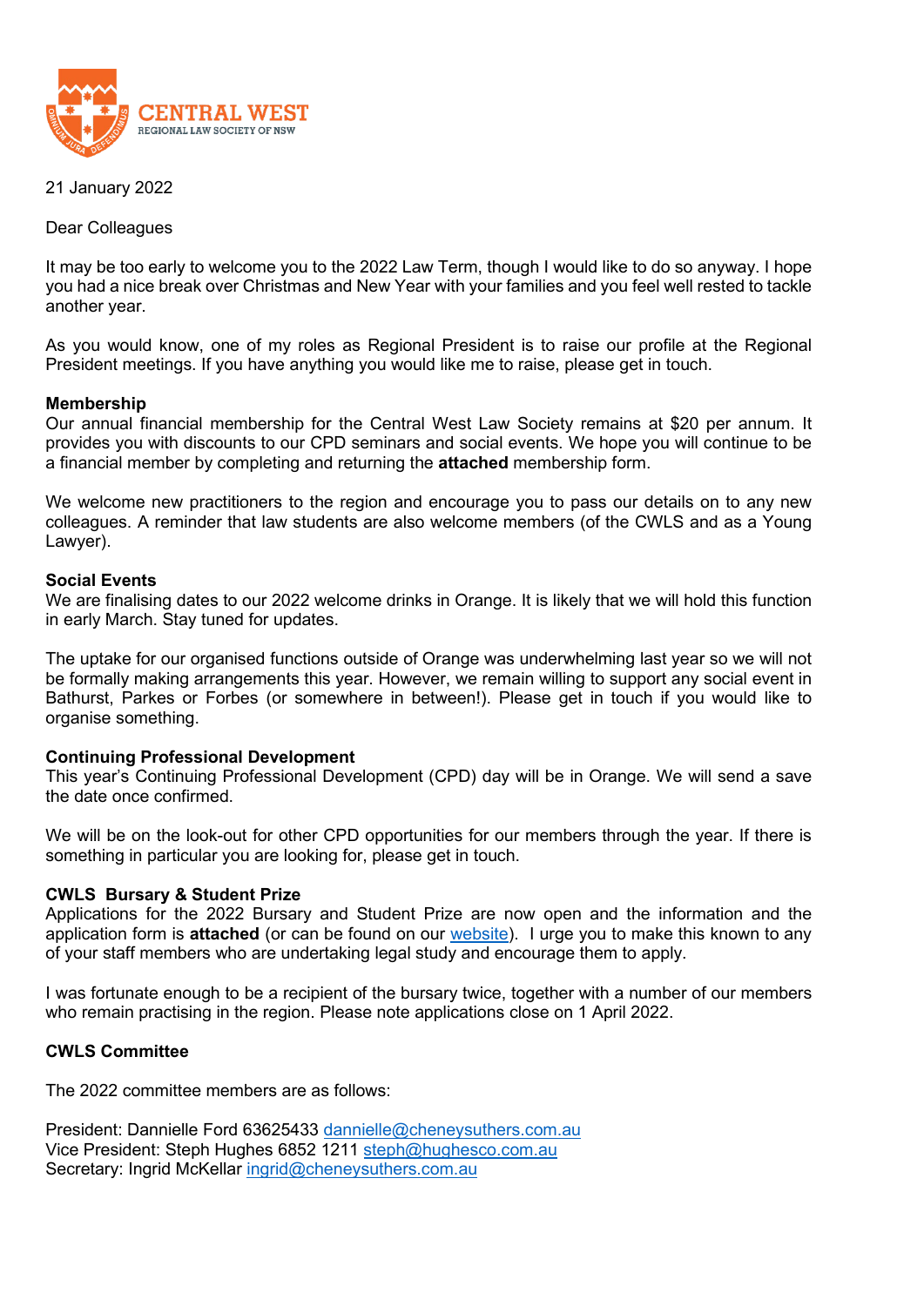CENTRAL WEST
REGIONAL LAW SOCIETY OF NSW

21 January 2022

Dear Colleagues

It may be too early to welcome you to the 2022 Law Term, though I would like to do so anyway. I hope you had a nice break over Christmas and New Year with your families and you feel well rested to tackle another year.

As you would know, one of my roles as Regional President is to raise our profile at the Regional President meetings. If you have anything you would like me to raise, please get in touch.

**Membership**
Our annual financial membership for the Central West Law Society remains at $20 per annum. It provides you with discounts to our CPD seminars and social events. We hope you will continue to be a financial member by completing and returning the **attached** membership form.

We welcome new practitioners to the region and encourage you to pass our details on to any new colleagues. A reminder that law students are also welcome members (of the CWLS and as a Young Lawyer).

**Social Events**
We are finalising dates to our 2022 welcome drinks in Orange. It is likely that we will hold this function in early March. Stay tuned for updates.

The uptake for our organised functions outside of Orange was underwhelming last year so we will not be formally making arrangements this year. However, we remain willing to support any social event in Bathurst, Parkes or Forbes (or somewhere in between!). Please get in touch if you would like to organise something.

**Continuing Professional Development**
This year's Continuing Professional Development (CPD) day will be in Orange. We will send a save the date once confirmed.

We will be on the look-out for other CPD opportunities for our members through the year. If there is something in particular you are looking for, please get in touch.

**CWLS Bursary & Student Prize**
Applications for the 2022 Bursary and Student Prize are now open and the information and the application form is **attached** (or can be found on our website). I urge you to make this known to any of your staff members who are undertaking legal study and encourage them to apply.

I was fortunate enough to be a recipient of the bursary twice, together with a number of our members who remain practising in the region. Please note applications close on 1 April 2022.

**CWLS Committee**

The 2022 committee members are as follows:

President: Dannielle Ford 63625433 dannielle@cheneysuthers.com.au
Vice President: Steph Hughes 6852 1211 steph@hughesco.com.au
Secretary: Ingrid McKellar ingrid@cheneysuthers.com.au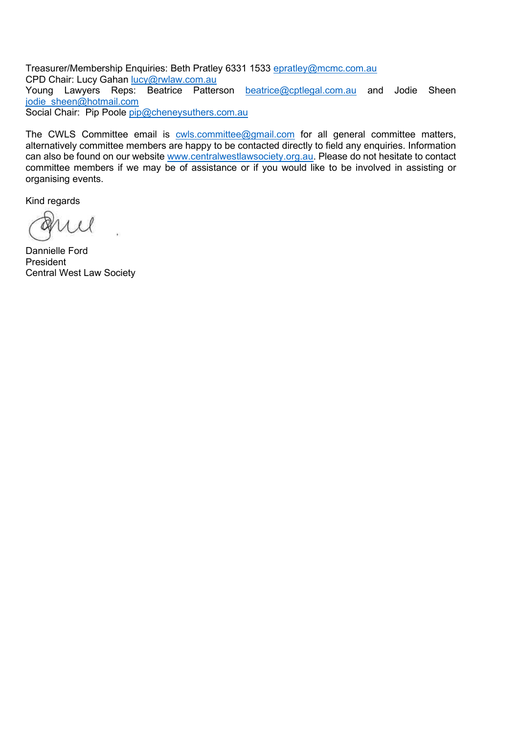Treasurer/Membership Enquiries: Beth Pratley 6331 1533 epratley@mcmc.com.au
CPD Chair: Lucy Gahan lucy@rwlaw.com.au
Young Lawyers Reps: Beatrice Patterson beatrice@cptlegal.com.au and Jodie Sheen jodie_sheen@hotmail.com
Social Chair: Pip Poole pip@cheneysuthers.com.au

The CWLS Committee email is cwls.committee@gmail.com for all general committee matters, alternatively committee members are happy to be contacted directly to field any enquiries. Information can also be found on our website www.centralwestlawsociety.org.au. Please do not hesitate to contact committee members if we may be of assistance or if you would like to be involved in assisting or organising events.

Kind regards

Dannielle Ford
President
Central West Law Society